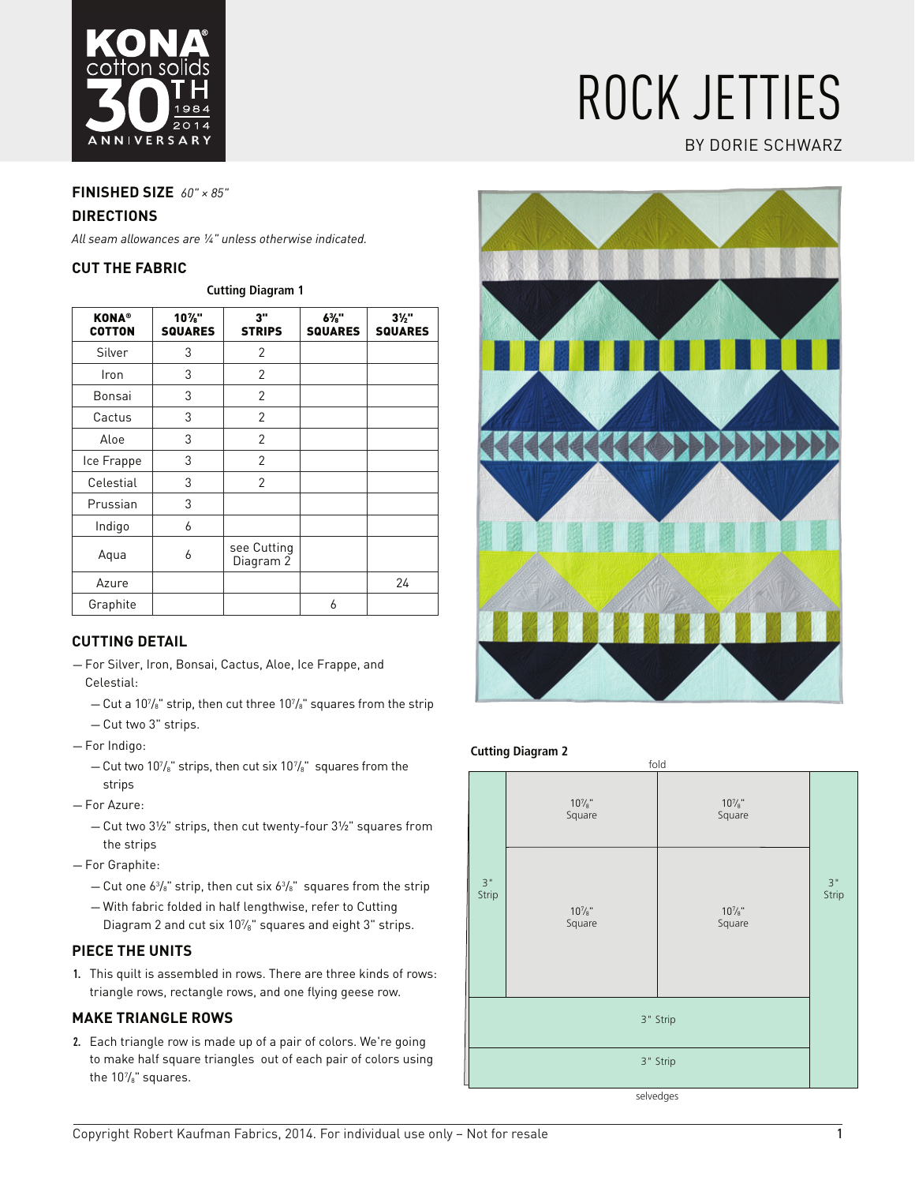# ROCK JETTIES

BY DORIE SCHWARZ

**FINISHED SIZE** *60" × 85"*

## DIRECTIONS

*All seam allowances are ¼" unless otherwise indicated.*

## CUT THE FABRIC

**Cutting Diagram 1**

| KONA® COTTON | 10⅞" SQUARES | 3" STRIPS | 6⅜" SQUARES | 3½" SQUARES |
|---|---|---|---|---|
| Silver | 3 | 2 | | |
| Iron | 3 | 2 | | |
| Bonsai | 3 | 2 | | |
| Cactus | 3 | 2 | | |
| Aloe | 3 | 2 | | |
| Ice Frappe | 3 | 2 | | |
| Celestial | 3 | 2 | | |
| Prussian | 3 | | | |
| Indigo | 6 | | | |
| Aqua | 6 | see Cutting Diagram 2 | | |
| Azure | | | | 24 |
| Graphite | | | 6 | |

## CUTTING DETAIL

- For Silver, Iron, Bonsai, Cactus, Aloe, Ice Frappe, and Celestial:
  - Cut a 10⅞" strip, then cut three 10⅞" squares from the strip
  - Cut two 3" strips.
- For Indigo:
  - Cut two 10⅞" strips, then cut six 10⅞" squares from the strips
- For Azure:
  - Cut two 3½" strips, then cut twenty-four 3½" squares from the strips
- For Graphite:
  - Cut one 6⅜" strip, then cut six 6⅜" squares from the strip
  - With fabric folded in half lengthwise, refer to Cutting Diagram 2 and cut six 10⅞" squares and eight 3" strips.

## PIECE THE UNITS

1. This quilt is assembled in rows. There are three kinds of rows: triangle rows, rectangle rows, and one flying geese row.

## MAKE TRIANGLE ROWS

2. Each triangle row is made up of a pair of colors. We're going to make half square triangles out of each pair of colors using the 10⅞" squares.

**Cutting Diagram 2**

fold

3" Strip | 10⅞" Square | 10⅞" Square | 10⅞" Square | 10⅞" Square | 3" Strip

3" Strip

3" Strip

selvedges

Copyright Robert Kaufman Fabrics, 2014. For individual use only – Not for resale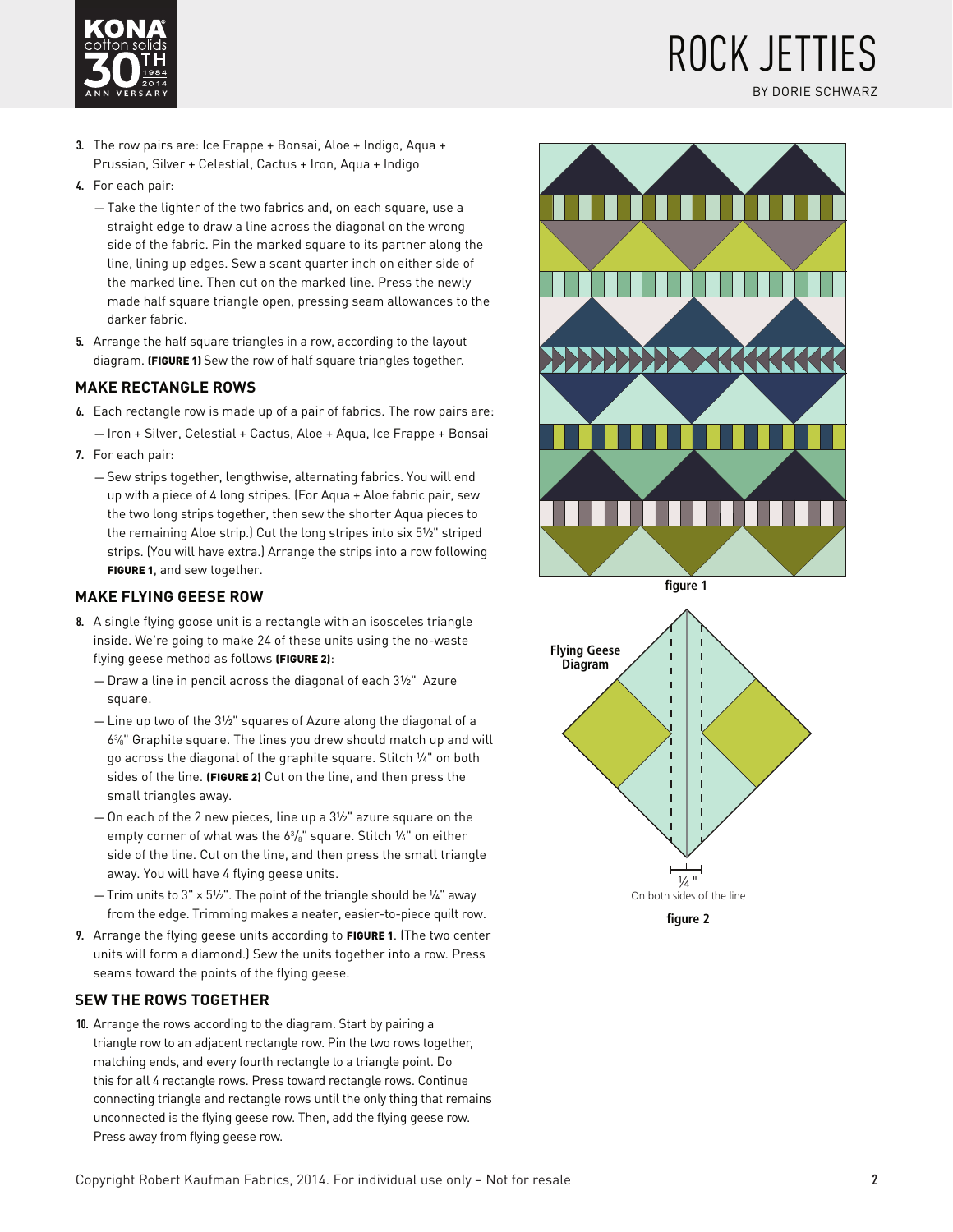3. The row pairs are: Ice Frappe + Bonsai, Aloe + Indigo, Aqua + Prussian, Silver + Celestial, Cactus + Iron, Aqua + Indigo
4. For each pair:
   — Take the lighter of the two fabrics and, on each square, use a straight edge to draw a line across the diagonal on the wrong side of the fabric. Pin the marked square to its partner along the line, lining up edges. Sew a scant quarter inch on either side of the marked line. Then cut on the marked line. Press the newly made half square triangle open, pressing seam allowances to the darker fabric.
5. Arrange the half square triangles in a row, according to the layout diagram. **(FIGURE 1)** Sew the row of half square triangles together.

### MAKE RECTANGLE ROWS

6. Each rectangle row is made up of a pair of fabrics. The row pairs are:
   — Iron + Silver, Celestial + Cactus, Aloe + Aqua, Ice Frappe + Bonsai
7. For each pair:
   — Sew strips together, lengthwise, alternating fabrics. You will end up with a piece of 4 long stripes. (For Aqua + Aloe fabric pair, sew the two long strips together, then sew the shorter Aqua pieces to the remaining Aloe strip.) Cut the long stripes into six 5½" striped strips. (You will have extra.) Arrange the strips into a row following **FIGURE 1**, and sew together.

### MAKE FLYING GEESE ROW

8. A single flying goose unit is a rectangle with an isosceles triangle inside. We're going to make 24 of these units using the no-waste flying geese method as follows **(FIGURE 2)**:
   — Draw a line in pencil across the diagonal of each 3½" Azure square.
   — Line up two of the 3½" squares of Azure along the diagonal of a 6⅜" Graphite square. The lines you drew should match up and will go across the diagonal of the graphite square. Stitch ¼" on both sides of the line. **(FIGURE 2)** Cut on the line, and then press the small triangles away.
   — On each of the 2 new pieces, line up a 3½" azure square on the empty corner of what was the 6⅜" square. Stitch ¼" on either side of the line. Cut on the line, and then press the small triangle away. You will have 4 flying geese units.
   — Trim units to 3" × 5½". The point of the triangle should be ¼" away from the edge. Trimming makes a neater, easier-to-piece quilt row.
9. Arrange the flying geese units according to **FIGURE 1**. (The two center units will form a diamond.) Sew the units together into a row. Press seams toward the points of the flying geese.

### SEW THE ROWS TOGETHER

10. Arrange the rows according to the diagram. Start by pairing a triangle row to an adjacent rectangle row. Pin the two rows together, matching ends, and every fourth rectangle to a triangle point. Do this for all 4 rectangle rows. Press toward rectangle rows. Continue connecting triangle and rectangle rows until the only thing that remains unconnected is the flying geese row. Then, add the flying geese row. Press away from flying geese row.

figure 1

Flying Geese Diagram

¼"
On both sides of the line

figure 2